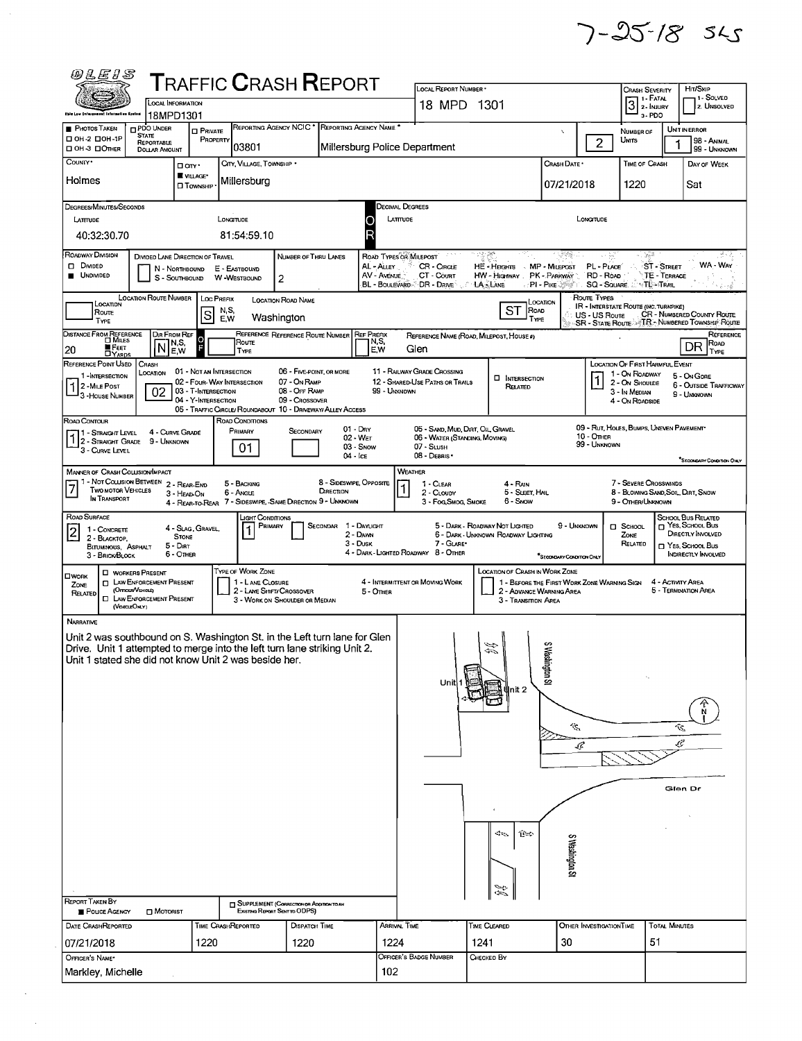7-25-18 SLS

# TRAFFIC CRASH REPORT

OLEIS

| Field | Value |
|---|---|
| Local Information | 18MPD1301 |
| Local Report Number | 18 MPD 1301 |
| Crash Severity | 3 (1 - Fatal, 2 - Injury, 3 - PDO) |
| Hit/Skip | 1 - Solved, 2 - Unsolved |
| Photos Taken | OH-2, OH-1P, OH-3, Other |
| PDO Under State Reportable Dollar Amount | |
| Private Property | |
| Reporting Agency NCIC | 03801 |
| Reporting Agency Name | Millersburg Police Department |
| Number of Units | 2 |
| Unit in Error | 1 (98 - Animal, 99 - Unknown) |
| County | Holmes |
| City, Village, Township | Village — Millersburg |
| Crash Date | 07/21/2018 |
| Time of Crash | 1220 |
| Day of Week | Sat |

**Degrees/Minutes/Seconds**

| Latitude | Longitude |
|---|---|
| 40:32:30.70 | 81:54:59.10 |

**Decimal Degrees** — Latitude: / Longitude:

| Field | Value |
|---|---|
| Roadway Division | Undivided |
| Divided Lane Direction of Travel | N - Northbound, S - Southbound, E - Eastbound, W - Westbound |
| Number of Thru Lanes | 2 |
| Location Route Number | |
| Loc Prefix | S |
| Location Road Name | Washington |
| Location Road Type | ST |
| Distance From Reference | 20 Feet |
| Dir From Ref | N |
| Reference Road Name | Glen |
| Reference Road Type | DR |
| Reference Point Used | 1 - Intersection |
| Crash Location | 02 - Four-Way Intersection |
| Location of First Harmful Event | 1 - On Roadway |
| Road Contour | 1 - Straight Level |
| Road Conditions — Primary | 01 - Dry |
| Manner of Crash Collision/Impact | 7 - Sideswipe, Same Direction |
| Weather | 1 - Clear |
| Road Surface | 2 - Blacktop, Bituminous, Asphalt |
| Light Conditions — Primary | 1 - Daylight |
| School Zone | |
| Work Zone | |

Road Types or Milepost: AL - Alley, AV - Avenue, BL - Boulevard, CR - Circle, CT - Court, DR - Drive, HE - Heights, HW - Highway, LA - Lane, MP - Milepost, PK - Parkway, PI - Pike, PL - Place, RD - Road, SQ - Square, ST - Street, TE - Terrace, TL - Trail, WA - Way

Route Types: IR - Interstate Route (inc. Turnpike), US - US Route, SR - State Route, CR - Numbered County Route, TR - Numbered Township Route

**Narrative**

Unit 2 was southbound on S. Washington St. in the Left turn lane for Glen Drive. Unit 1 attempted to merge into the left turn lane striking Unit 2. Unit 1 stated she did not know Unit 2 was beside her.

Diagram labels: Unit 1, Unit 2, S Washington St, Glen Dr, N

| Field | Value |
|---|---|
| Report Taken By | Police Agency |
| Date Crash Reported | 07/21/2018 |
| Time Crash Reported | 1220 |
| Dispatch Time | 1220 |
| Arrival Time | 1224 |
| Time Cleared | 1241 |
| Other Investigation Time | 30 |
| Total Minutes | 51 |
| Officer's Name | Markley, Michelle |
| Officer's Badge Number | 102 |
| Checked By | |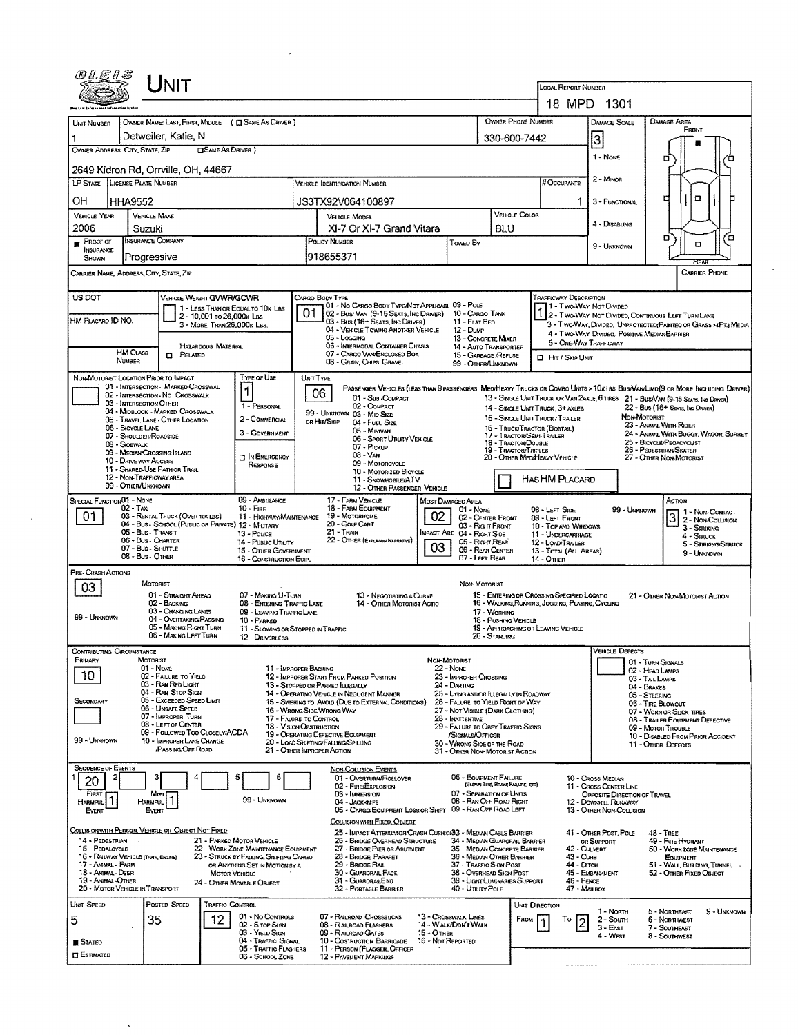# UNIT

**LOCAL REPORT NUMBER:** 18 MPD 1301

| Field | Value |
|---|---|
| Unit Number | 1 |
| Owner Name: Last, First, Middle | Detweiler, Katie, N |
| Owner Phone Number | 330-600-7442 |
| Owner Address: City, State, Zip | 2649 Kidron Rd, Orrville, OH, 44667 |
| LP State | OH |
| License Plate Number | HHA9552 |
| Vehicle Identification Number | JS3TX92V064100897 |
| # Occupants | 1 |
| Vehicle Year | 2006 |
| Vehicle Make | Suzuki |
| Vehicle Model | Xl-7 Or Xl-7 Grand Vitara |
| Vehicle Color | BLU |
| Proof of Insurance Shown | ■ |
| Insurance Company | Progressive |
| Policy Number | 918655371 |
| Towed By | |
| Damage Scale | 3 |
| Carrier Name, Address, City, State, Zip | |
| Carrier Phone | |

**Damage Scale:** 1 - None; 2 - Minor; 3 - Functional; 4 - Disabling; 9 - Unknown

**Damage Area:** Front / Rear

| Field | Value |
|---|---|
| US DOT | |
| HM Placard ID No. | |
| HM Class Number | |
| Vehicle Weight GVWR/GCWR | 1 - Less Than or Equal to 10k Lbs; 2 - 10,001 to 26,000k Lbs; 3 - More Than 26,000k Lbs. |
| Hazardous Material | ☐ Related |
| Cargo Body Type | 01 |
| Trafficway Description | 1 |
| Hit / Skip Unit | ☐ |

**Cargo Body Type:** 01 - No Cargo Body Type/Not Applicable; 02 - Bus/Van (9-15 Seats, Inc Driver); 03 - Bus (16+ Seats, Inc Driver); 04 - Vehicle Towing Another Vehicle; 05 - Logging; 06 - Intermodal Container Chasis; 07 - Cargo Van/Enclosed Box; 08 - Grain, Chips, Gravel; 09 - Pole; 10 - Cargo Tank; 11 - Flat Bed; 12 - Dump; 13 - Concrete Mixer; 14 - Auto Transporter; 15 - Garbage/Refuse; 99 - Other/Unknown

**Trafficway Description:** 1 - Two-Way, Not Divided; 2 - Two-Way, Not Divided, Continuous Left Turn Lane; 3 - Two-Way, Divided, Unprotected (Painted or Grass >4Ft.) Media; 4 - Two-Way, Divided, Positive Median Barrier; 5 - One-Way Trafficway

| Field | Value |
|---|---|
| Non-Motorist Location Prior to Impact | |
| Type of Use | 1 |
| Unit Type | 06 |
| Has HM Placard | ☐ |

**Non-Motorist Location Prior to Impact:** 01 - Intersection - Marked Crosswalk; 02 - Intersection - No Crosswalk; 03 - Intersection Other; 04 - Midblock - Marked Crosswalk; 05 - Travel Lane - Other Location; 06 - Bicycle Lane; 07 - Shoulder/Roadside; 08 - Sidewalk; 09 - Median/Crossing Island; 10 - Drive way Access; 11 - Shared-Use Path or Trail; 12 - Non-Trafficway Area; 99 - Other/Unknown

**Type of Use:** 1 - Personal; 2 - Commercial; 3 - Government; ☐ In Emergency Response

**Unit Type:** Passenger Vehicles (less than 9 passengers): 01 - Sub-Compact; 02 - Compact; 99 - Unknown 03 - Mid Size or Hit/Skip; 04 - Full Size; 05 - Minivan; 06 - Sport Utility Vehicle; 07 - Pickup; 08 - Van; 09 - Motorcycle; 10 - Motorized Bicycle; 11 - Snowmobile/ATV; 12 - Other Passenger Vehicle. Med/Heavy Trucks or Combo Units > 10k lbs Bus/Van/Limo (9 or More Including Driver): 13 - Single Unit Truck or Van 2axle, 6 tires; 14 - Single Unit Truck; 3+ axles; 15 - Single Unit Truck/Trailer; 16 - Truck/Tractor (Bobtail); 17 - Tractor/Semi-Trailer; 18 - Tractor/Double; 19 - Tractor/Triples; 20 - Other Med/Heavy Vehicle; 21 - Bus/Van (9-15 Seats, Inc Driver); 22 - Bus (16+ Seats, Inc Driver). Non-Motorist: 23 - Animal With Rider; 24 - Animal With Buggy, Wagon, Surrey; 25 - Bicycle/Pedacyclist; 26 - Pedestrian/Skater; 27 - Other Non-Motorist

| Field | Value |
|---|---|
| Special Function | 01 |
| Most Damaged Area | 02 |
| Impact Are | 03 |
| Action | 3 |

**Special Function:** 01 - None; 02 - Taxi; 03 - Rental Truck (Over 10k lbs); 04 - Bus - School (Public or Private); 05 - Bus - Transit; 06 - Bus - Charter; 07 - Bus - Shuttle; 08 - Bus - Other; 09 - Ambulance; 10 - Fire; 11 - Highway/Maintenance; 12 - Military; 13 - Police; 14 - Public Utility; 15 - Other Government; 16 - Construction Eqip.; 17 - Farm Vehicle; 18 - Farm Equipment; 19 - Motorhome; 20 - Golf Cart; 21 - Train; 22 - Other (Explain in Narrative)

**Most Damaged Area:** 01 - None; 02 - Center Front; 03 - Right Front; 04 - Right Side; 05 - Right Rear; 06 - Rear Center; 07 - Left Rear; 08 - Left Side; 09 - Left Front; 10 - Top and Windows; 11 - Undercarriage; 12 - Load/Trailer; 13 - Total (All Areas); 14 - Other; 99 - Unknown

**Action:** 1 - Non-Contact; 2 - Non-Collision; 3 - Striking; 4 - Struck; 5 - Striking/Struck; 9 - Unknown

**Pre-Crash Actions:** 03

Motorist: 01 - Straight Ahead; 02 - Backing; 03 - Changing Lanes; 04 - Overtaking/Passing; 05 - Making Right Turn; 06 - Making Left Turn; 07 - Making U-Turn; 08 - Entering Traffic Lane; 09 - Leaving Traffic Lane; 10 - Parked; 11 - Slowing or Stopped in Traffic; 12 - Driverless; 13 - Negotiating a Curve; 14 - Other Motorist Actio; 99 - Unknown

Non-Motorist: 15 - Entering or Crossing Specified Locatio; 16 - Walking, Running, Jogging, Playing, Cycling; 17 - Working; 18 - Pushing Vehicle; 19 - Approaching or Leaving Vehicle; 20 - Standing; 21 - Other Non-Motorist Action

**Contributing Circumstance:** Primary: 10; Secondary: (blank)

Motorist: 01 - None; 02 - Failure to Yield; 03 - Ran Red Light; 04 - Ran Stop Sign; 05 - Exceeded Speed Limit; 06 - Unsafe Speed; 07 - Improper Turn; 08 - Left of Center; 09 - Followed Too Closely/ACDA; 10 - Improper Lane Change /Passing/Off Road; 11 - Improper Backing; 12 - Improper Start From Parked Position; 13 - Stopped or Parked Illegally; 14 - Operating Vehicle in Negligent Manner; 15 - Swering to Avoid (Due to External Conditions); 16 - Wrong Side/Wrong Way; 17 - Failure to Control; 18 - Vision Obstruction; 19 - Operating Defective Equipment; 20 - Load Shifting/Falling/Spilling; 21 - Other Improper Action; 99 - Unknown

Non-Motorist: 22 - None; 23 - Improper Crossing; 24 - Darting; 25 - Lying and/or Illegally in Roadway; 26 - Failure to Yield Right of Way; 27 - Not Visible (Dark Clothing); 28 - Inattentive; 29 - Failure to Obey Traffic Signs /Signals/Officer; 30 - Wrong Side of the Road; 31 - Other Non-Motorist Action

**Vehicle Defects:** 01 - Turn Signals; 02 - Head Lamps; 03 - Tail Lamps; 04 - Brakes; 05 - Steering; 06 - Tire Blowout; 07 - Worn or Slick Tires; 08 - Trailer Equipment Defective; 09 - Motor Trouble; 10 - Disabled From Prior Accident; 11 - Other Defects

**Sequence of Events:** 1: 20; 2: ; 3: ; 4: ; 5: ; 6: ; First Harmful Event: 1; Most Harmful Event: 1; 99 - Unknown

Non-Collision Events: 01 - Overturn/Rollover; 02 - Fire/Explosion; 03 - Immersion; 04 - Jackknife; 05 - Cargo/Equipment Loss or Shift; 06 - Equipment Failure (Blown Tire, Brake Failure, etc); 07 - Separation of Units; 08 - Ran Off Road Right; 09 - Ran Off Road Left; 10 - Cross Median; 11 - Cross Center Line Opposite Direction of Travel; 12 - Downhill Runaway; 13 - Other Non-Collision

Collision with Person, Vehicle or Object Not Fixed: 14 - Pedestrian; 15 - Pedalcycle; 16 - Railway Vehicle (Train, Engine); 17 - Animal - Farm; 18 - Animal - Deer; 19 - Animal - Other; 20 - Motor Vehicle in Transport; 21 - Parked Motor Vehicle; 22 - Work Zone Maintenance Equipment; 23 - Struck by Falling, Shifting Cargo or Anything Set in Motion by a Motor Vehicle; 24 - Other Movable Object

Collision with Fixed, Object: 25 - Impact Attenuator/Crash Cushion; 26 - Bridge Overhead Structure; 27 - Bridge Pier or Abutment; 28 - Bridge Parapet; 29 - Bridge Rail; 30 - Guardrail Face; 31 - Guardrail End; 32 - Portable Barrier; 33 - Median Cable Barrier; 34 - Median Guardrail Barrier; 35 - Median Concrete Barrier; 36 - Median Other Barrier; 37 - Traffic Sign Post; 38 - Overhead Sign Post; 39 - Light/Luminaries Support; 40 - Utility Pole; 41 - Other Post, Pole or Support; 42 - Culvert; 43 - Curb; 44 - Ditch; 45 - Embankment; 46 - Fence; 47 - Mailbox; 48 - Tree; 49 - Fire Hydrant; 50 - Work Zone Maintenance Equipment; 51 - Wall, Building, Tunnel; 52 - Other Fixed Object

| Unit Speed | Posted Speed | Traffic Control | Unit Direction From | Unit Direction To |
|---|---|---|---|---|
| 5 | 35 | 12 | 1 | 2 |

■ Stated; ☐ Estimated

**Traffic Control:** 01 - No Controls; 02 - Stop Sign; 03 - Yield Sign; 04 - Traffic Signal; 05 - Traffic Flashers; 06 - School Zone; 07 - Railroad Crossbucks; 08 - Railroad Flashers; 09 - Railroad Gates; 10 - Costruction Barricade; 11 - Person (Flagger, Officer); 12 - Pavement Markings; 13 - Crosswalk Lines; 14 - Walk/Don't Walk; 15 - Other; 16 - Not Reported

**Unit Direction:** 1 - North; 2 - South; 3 - East; 4 - West; 5 - Northeast; 6 - Northwest; 7 - Southeast; 8 - Southwest; 9 - Unknown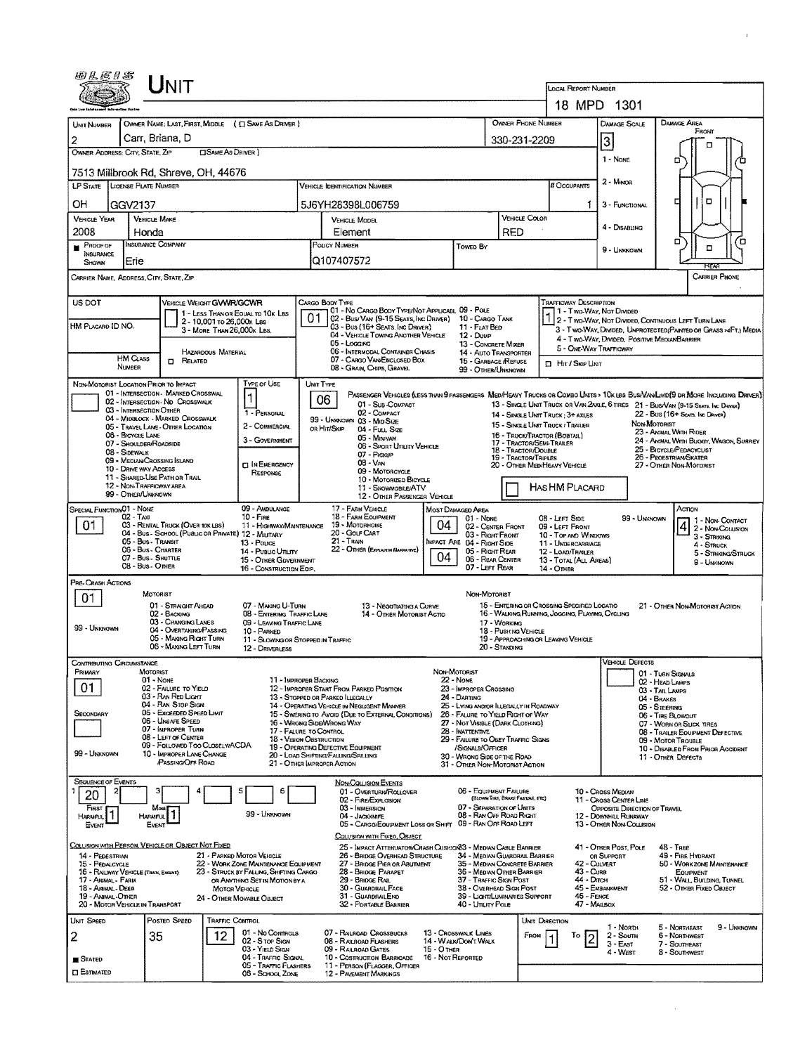# UNIT

**LOCAL REPORT NUMBER:** 18 MPD 1301

| UNIT NUMBER | OWNER NAME: LAST, FIRST, MIDDLE (☐ SAME AS DRIVER) | OWNER PHONE NUMBER | DAMAGE SCALE |
|---|---|---|---|
| 2 | Carr, Briana, D | 330-231-2209 | 3 |

**OWNER ADDRESS: CITY, STATE, ZIP** (☐ SAME AS DRIVER): 7513 Millbrook Rd, Shreve, OH, 44676

| LP STATE | LICENSE PLATE NUMBER | VEHICLE IDENTIFICATION NUMBER | # OCCUPANTS |
|---|---|---|---|
| OH | GGV2137 | 5J6YH28398L006759 | 1 |

| VEHICLE YEAR | VEHICLE MAKE | VEHICLE MODEL | VEHICLE COLOR |
|---|---|---|---|
| 2008 | Honda | Element | RED |

| PROOF OF INSURANCE SHOWN | INSURANCE COMPANY | POLICY NUMBER | TOWED BY |
|---|---|---|---|
| ■ | Erie | Q107407572 | |

DAMAGE SCALE: 1 - NONE, 2 - MINOR, 3 - FUNCTIONAL, 4 - DISABLING, 9 - UNKNOWN

DAMAGE AREA: FRONT / REAR

CARRIER NAME, ADDRESS, CITY, STATE, ZIP — CARRIER PHONE

US DOT — VEHICLE WEIGHT GVWR/GCWR: 1 - LESS THAN OR EQUAL TO 10K LBS; 2 - 10,001 TO 26,000K LBS; 3 - MORE THAN 26,000K LBS.

HM PLACARD ID NO. — HM CLASS NUMBER — HAZARDOUS MATERIAL ☐ RELATED

**CARGO BODY TYPE:** 01 — 01 - NO CARGO BODY TYPE/NOT APPLICABLE; 02 - BUS/VAN (9-15 SEATS, INC DRIVER); 03 - BUS (16+ SEATS, INC DRIVER); 04 - VEHICLE TOWING ANOTHER VEHICLE; 05 - LOGGING; 06 - INTERMODAL CONTAINER CHASIS; 07 - CARGO VAN/ENCLOSED BOX; 08 - GRAIN, CHIPS, GRAVEL; 09 - POLE; 10 - CARGO TANK; 11 - FLAT BED; 12 - DUMP; 13 - CONCRETE MIXER; 14 - AUTO TRANSPORTER; 15 - GARBAGE/REFUSE; 99 - OTHER/UNKNOWN

**TRAFFICWAY DESCRIPTION:** 1 — 1 - TWO-WAY, NOT DIVIDED; 2 - TWO-WAY, NOT DIVIDED, CONTINUOUS LEFT TURN LANE; 3 - TWO-WAY, DIVIDED, UNPROTECTED (PAINTED OR GRASS >4FT.) MEDIA; 4 - TWO-WAY, DIVIDED, POSITIVE MEDIAN BARRIER; 5 - ONE-WAY TRAFFICWAY

☐ HIT / SKIP UNIT

**NON-MOTORIST LOCATION PRIOR TO IMPACT:** 01 - INTERSECTION - MARKED CROSSWALK; 02 - INTERSECTION - NO CROSSWALK; 03 - INTERSECTION OTHER; 04 - MIDBLOCK - MARKED CROSSWALK; 05 - TRAVEL LANE - OTHER LOCATION; 06 - BICYCLE LANE; 07 - SHOULDER/ROADSIDE; 08 - SIDEWALK; 09 - MEDIAN/CROSSING ISLAND; 10 - DRIVE WAY ACCESS; 11 - SHARED-USE PATH OR TRAIL; 12 - NON-TRAFFICWAY AREA; 99 - OTHER/UNKNOWN

**TYPE OF USE:** 1 — 1 - PERSONAL; 2 - COMMERCIAL; 3 - GOVERNMENT; ☐ IN EMERGENCY RESPONSE

**UNIT TYPE:** 06 — PASSENGER VEHICLES (LESS THAN 9 PASSENGERS): 01 - SUB-COMPACT; 02 - COMPACT; 99 - UNKNOWN 03 - MID SIZE; OR HIT/SKIP 04 - FULL SIZE; 05 - MINIVAN; 06 - SPORT UTILITY VEHICLE; 07 - PICKUP; 08 - VAN; 09 - MOTORCYCLE; 10 - MOTORIZED BICYCLE; 11 - SNOWMOBILE/ATV; 12 - OTHER PASSENGER VEHICLE. MED/HEAVY TRUCKS OR COMBO UNITS > 10K LBS BUS/VAN/LIMO (9 OR MORE INCLUDING DRIVER): 13 - SINGLE UNIT TRUCK OR VAN 2AXLE, 6 TIRES; 14 - SINGLE UNIT TRUCK; 3+ AXLES; 15 - SINGLE UNIT TRUCK / TRAILER; 16 - TRUCK/TRACTOR (BOBTAIL); 17 - TRACTOR/SEMI-TRAILER; 18 - TRACTOR/DOUBLE; 19 - TRACTOR/TRIPLES; 20 - OTHER MED/HEAVY VEHICLE; 21 - BUS/VAN (9-15 SEATS, INC DRIVER); 22 - BUS (16+ SEATS, INC DRIVER). NON-MOTORIST: 23 - ANIMAL WITH RIDER; 24 - ANIMAL WITH BUGGY, WAGON, SURREY; 25 - BICYCLE/PEDACYCLIST; 26 - PEDESTRIAN/SKATER; 27 - OTHER NON-MOTORIST

☐ HAS HM PLACARD

**SPECIAL FUNCTION:** 01 — 01 - NONE; 02 - TAXI; 03 - RENTAL TRUCK (OVER 10K LBS); 04 - BUS - SCHOOL (PUBLIC OR PRIVATE); 05 - BUS - TRANSIT; 06 - BUS - CHARTER; 07 - BUS - SHUTTLE; 08 - BUS - OTHER; 09 - AMBULANCE; 10 - FIRE; 11 - HIGHWAY/MAINTENANCE; 12 - MILITARY; 13 - POLICE; 14 - PUBLIC UTILITY; 15 - OTHER GOVERNMENT; 16 - CONSTRUCTION EQIP.; 17 - FARM VEHICLE; 18 - FARM EQUIPMENT; 19 - MOTORHOME; 20 - GOLF CART; 21 - TRAIN; 22 - OTHER (EXPLAIN IN NARRATIVE)

**MOST DAMAGED AREA:** 04 — 01 - NONE; 02 - CENTER FRONT; 03 - RIGHT FRONT; 04 - RIGHT SIDE; 05 - RIGHT REAR; 06 - REAR CENTER; 07 - LEFT REAR; 08 - LEFT SIDE; 09 - LEFT FRONT; 10 - TOP AND WINDOWS; 11 - UNDERCARRIAGE; 12 - LOAD/TRAILER; 13 - TOTAL (ALL AREAS); 14 - OTHER; 99 - UNKNOWN

**IMPACT AREA:** 04

**ACTION:** 4 — 1 - NON-CONTACT; 2 - NON-COLLISION; 3 - STRIKING; 4 - STRUCK; 5 - STRIKING/STRUCK; 9 - UNKNOWN

**PRE-CRASH ACTIONS:** 01 — MOTORIST: 01 - STRAIGHT AHEAD; 02 - BACKING; 03 - CHANGING LANES; 04 - OVERTAKING/PASSING; 05 - MAKING RIGHT TURN; 06 - MAKING LEFT TURN; 07 - MAKING U-TURN; 08 - ENTERING TRAFFIC LANE; 09 - LEAVING TRAFFIC LANE; 10 - PARKED; 11 - SLOWING OR STOPPED IN TRAFFIC; 12 - DRIVERLESS; 13 - NEGOTIATING A CURVE; 14 - OTHER MOTORIST ACTIO; 99 - UNKNOWN. NON-MOTORIST: 15 - ENTERING OR CROSSING SPECIFIED LOCATIO; 16 - WALKING, RUNNING, JOGGING, PLAYING, CYCLING; 17 - WORKING; 18 - PUSHING VEHICLE; 19 - APPROACHING OR LEAVING VEHICLE; 20 - STANDING; 21 - OTHER NON-MOTORIST ACTION

**CONTRIBUTING CIRCUMSTANCE:** PRIMARY 01; SECONDARY (blank) — MOTORIST: 01 - NONE; 02 - FAILURE TO YIELD; 03 - RAN RED LIGHT; 04 - RAN STOP SIGN; 05 - EXCEEDED SPEED LIMIT; 06 - UNSAFE SPEED; 07 - IMPROPER TURN; 08 - LEFT OF CENTER; 09 - FOLLOWED TOO CLOSELY/ACDA; 10 - IMPROPER LANE CHANGE /PASSING/OFF ROAD; 11 - IMPROPER BACKING; 12 - IMPROPER START FROM PARKED POSITION; 13 - STOPPED OR PARKED ILLEGALLY; 14 - OPERATING VEHICLE IN NEGLIGENT MANNER; 15 - SWERING TO AVOID (DUE TO EXTERNAL CONDITIONS); 16 - WRONG SIDE/WRONG WAY; 17 - FALURE TO CONTROL; 18 - VISION OBSTRUCTION; 19 - OPERATING DEFECTIVE EQUIPMENT; 20 - LOAD SHIFTING/FALLING/SPILLING; 21 - OTHER IMPROPER ACTION; 99 - UNKNOWN. NON-MOTORIST: 22 - NONE; 23 - IMPROPER CROSSING; 24 - DARTING; 25 - LYING AND/OR ILLEGALLY IN ROADWAY; 26 - FALURE TO YIELD RIGHT OF WAY; 27 - NOT VISIBLE (DARK CLOTHING); 28 - INATTENTIVE; 29 - FAILURE TO OBEY TRAFFIC SIGNS /SIGNALS/OFFICER; 30 - WRONG SIDE OF THE ROAD; 31 - OTHER NON-MOTORIST ACTION

**VEHICLE DEFECTS:** 01 - TURN SIGNALS; 02 - HEAD LAMPS; 03 - TAIL LAMPS; 04 - BRAKES; 05 - STEERING; 06 - TIRE BLOWOUT; 07 - WORN OR SLICK TIRES; 08 - TRAILER EQUIPMENT DEFECTIVE; 09 - MOTOR TROUBLE; 10 - DISABLED FROM PRIOR ACCIDENT; 11 - OTHER DEFECTS

**SEQUENCE OF EVENTS:** 1: 20; 2: ; 3: ; 4: ; 5: ; 6: ; FIRST HARMFUL EVENT: 1; MOST HARMFUL EVENT: 1; 99 - UNKNOWN

NON-COLLISION EVENTS: 01 - OVERTURN/ROLLOVER; 02 - FIRE/EXPLOSION; 03 - IMMERSION; 04 - JACKKNIFE; 05 - CARGO/EQUIPMENT LOSS OR SHIFT; 06 - EQUIPMENT FAILURE (BLOWN TIRE, BRAKE FAILURE, ETC); 07 - SEPARATION OF UNITS; 08 - RAN OFF ROAD RIGHT; 09 - RAN OFF ROAD LEFT; 10 - CROSS MEDIAN; 11 - CROSS CENTER LINE OPPOSITE DIRECTION OF TRAVEL; 12 - DOWNHILL RUNAWAY; 13 - OTHER NON-COLLISION

COLLISION WITH PERSON, VEHICLE OR OBJECT NOT FIXED: 14 - PEDESTRIAN; 15 - PEDALCYCLE; 16 - RAILWAY VEHICLE (TRAIN, ENGINE); 17 - ANIMAL - FARM; 18 - ANIMAL - DEER; 19 - ANIMAL - OTHER; 20 - MOTOR VEHICLE IN TRANSPORT; 21 - PARKED MOTOR VEHICLE; 22 - WORK ZONE MAINTENANCE EQUIPMENT; 23 - STRUCK BY FALLING, SHIFTING CARGO OR ANYTHING SET IN MOTION BY A MOTOR VEHICLE; 24 - OTHER MOVABLE OBJECT

COLLISION WITH FIXED, OBJECT: 25 - IMPACT ATTENUATOR/CRASH CUSHION; 26 - BRIDGE OVERHEAD STRUCTURE; 27 - BRIDGE PIER OR ABUTMENT; 28 - BRIDGE PARAPET; 29 - BRIDGE RAIL; 30 - GUARDRAIL FACE; 31 - GUARDRAIL END; 32 - PORTABLE BARRIER; 33 - MEDIAN CABLE BARRIER; 34 - MEDIAN GUARDRAIL BARRIER; 35 - MEDIAN CONCRETE BARRIER; 36 - MEDIAN OTHER BARRIER; 37 - TRAFFIC SIGN POST; 38 - OVERHEAD SIGN POST; 39 - LIGHT/LUMINARIES SUPPORT; 40 - UTILITY POLE; 41 - OTHER POST, POLE OR SUPPORT; 42 - CULVERT; 43 - CURB; 44 - DITCH; 45 - EMBANKMENT; 46 - FENCE; 47 - MAILBOX; 48 - TREE; 49 - FIRE HYDRANT; 50 - WORK ZONE MAINTENANCE EQUIPMENT; 51 - WALL, BUILDING, TUNNEL; 52 - OTHER FIXED OBJECT

| UNIT SPEED | POSTED SPEED | TRAFFIC CONTROL | UNIT DIRECTION |
|---|---|---|---|
| 2 | 35 | 12 | FROM 1 TO 2 |

■ STATED ☐ ESTIMATED

TRAFFIC CONTROL: 01 - NO CONTROLS; 02 - STOP SIGN; 03 - YIELD SIGN; 04 - TRAFFIC SIGNAL; 05 - TRAFFIC FLASHERS; 06 - SCHOOL ZONE; 07 - RAILROAD CROSSBUCKS; 08 - RAILROAD FLASHERS; 09 - RAILROAD GATES; 10 - COSTRUCTION BARRICADE; 11 - PERSON (FLAGGER, OFFICER); 12 - PAVEMENT MARKINGS; 13 - CROSSWALK LINES; 14 - WALK/DON'T WALK; 15 - OTHER; 16 - NOT REPORTED

UNIT DIRECTION: 1 - NORTH; 2 - SOUTH; 3 - EAST; 4 - WEST; 5 - NORTHEAST; 6 - NORTHWEST; 7 - SOUTHEAST; 8 - SOUTHWEST; 9 - UNKNOWN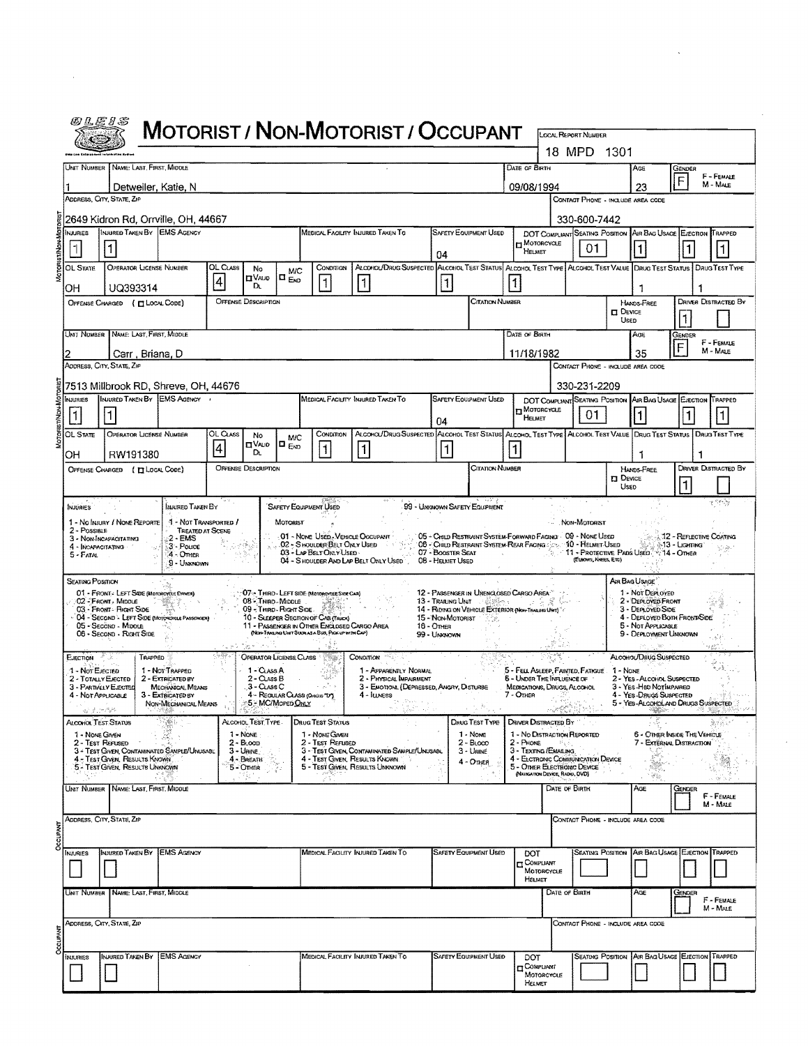# MOTORIST / NON-MOTORIST / OCCUPANT

**LOCAL REPORT NUMBER:** 18 MPD 1301

## MOTORIST/NON-MOTORIST

| UNIT NUMBER | NAME: LAST, FIRST, MIDDLE | DATE OF BIRTH | AGE | GENDER |
|---|---|---|---|---|
| 1 | Detweiler, Katie, N | 09/08/1994 | 23 | F |

| ADDRESS, CITY, STATE, ZIP | CONTACT PHONE - INCLUDE AREA CODE |
|---|---|
| 2649 Kidron Rd, Orrville, OH, 44667 | 330-600-7442 |

| INJURIES | INJURED TAKEN BY | EMS AGENCY | MEDICAL FACILITY INJURED TAKEN TO | SAFETY EQUIPMENT USED | DOT COMPLIANT MOTORCYCLE HELMET | SEATING POSITION | AIR BAG USAGE | EJECTION | TRAPPED |
|---|---|---|---|---|---|---|---|---|---|
| 1 | 1 | | | 04 | | 01 | 1 | 1 | 1 |

| OL STATE | OPERATOR LICENSE NUMBER | OL CLASS | NO VALID DL | M/C END | CONDITION | ALCOHOL/DRUG SUSPECTED | ALCOHOL TEST STATUS | ALCOHOL TEST TYPE | ALCOHOL TEST VALUE | DRUG TEST STATUS | DRUG TEST TYPE |
|---|---|---|---|---|---|---|---|---|---|---|---|
| OH | UQ393314 | 4 | | | 1 | 1 | 1 | 1 | | 1 | 1 |

| OFFENSE CHARGED ( LOCAL CODE) | OFFENSE DESCRIPTION | CITATION NUMBER | HANDS-FREE DEVICE USED | DRIVER DISTRACTED BY |
|---|---|---|---|---|
| | | | | 1 |

| UNIT NUMBER | NAME: LAST, FIRST, MIDDLE | DATE OF BIRTH | AGE | GENDER |
|---|---|---|---|---|
| 2 | Carr , Briana, D | 11/18/1982 | 35 | F |

| ADDRESS, CITY, STATE, ZIP | CONTACT PHONE - INCLUDE AREA CODE |
|---|---|
| 7513 Millbrook RD, Shreve, OH, 44676 | 330-231-2209 |

| INJURIES | INJURED TAKEN BY | EMS AGENCY | MEDICAL FACILITY INJURED TAKEN TO | SAFETY EQUIPMENT USED | DOT COMPLIANT MOTORCYCLE HELMET | SEATING POSITION | AIR BAG USAGE | EJECTION | TRAPPED |
|---|---|---|---|---|---|---|---|---|---|
| 1 | 1 | | | 04 | | 01 | 1 | 1 | 1 |

| OL STATE | OPERATOR LICENSE NUMBER | OL CLASS | NO VALID DL | M/C END | CONDITION | ALCOHOL/DRUG SUSPECTED | ALCOHOL TEST STATUS | ALCOHOL TEST TYPE | ALCOHOL TEST VALUE | DRUG TEST STATUS | DRUG TEST TYPE |
|---|---|---|---|---|---|---|---|---|---|---|---|
| OH | RW191380 | 4 | | | 1 | 1 | 1 | 1 | | 1 | 1 |

| OFFENSE CHARGED ( LOCAL CODE) | OFFENSE DESCRIPTION | CITATION NUMBER | HANDS-FREE DEVICE USED | DRIVER DISTRACTED BY |
|---|---|---|---|---|
| | | | | 1 |

## Codes

**INJURIES:** 1 - No Injury / None Reported; 2 - Possible; 3 - Non-Incapacitating; 4 - Incapacitating; 5 - Fatal

**INJURED TAKEN BY:** 1 - Not Transported / Treated at Scene; 2 - EMS; 3 - Police; 4 - Other; 9 - Unknown

**SAFETY EQUIPMENT USED:**
- Motorist: 01 - None Used - Vehicle Occupant; 02 - Shoulder Belt Only Used; 03 - Lap Belt Only Used; 04 - Shoulder and Lap Belt Only Used; 05 - Child Restraint System-Forward Facing; 06 - Child Restraint System-Rear Facing; 07 - Booster Seat; 08 - Helmet Used; 99 - Unknown Safety Equipment
- Non-Motorist: 09 - None Used; 10 - Helmet Used; 11 - Protective Pads Used (Elbows, Knees, Etc); 12 - Reflective Coating; 13 - Lighting; 14 - Other

**SEATING POSITION:** 01 - Front - Left Side (Motorcycle Driver); 02 - Front - Middle; 03 - Front - Right Side; 04 - Second - Left Side (Motorcycle Passenger); 05 - Second - Middle; 06 - Second - Right Side; 07 - Third - Left Side (Motorcycle Side Car); 08 - Third - Middle; 09 - Third - Right Side; 10 - Sleeper Section of Cab (Truck); 11 - Passenger in Other Enclosed Cargo Area (Non-Trailing Unit Such as a Bus, Pick-up with Cap); 12 - Passenger in Unenclosed Cargo Area; 13 - Trailing Unit; 14 - Riding on Vehicle Exterior (Non-Trailing Unit); 15 - Non-Motorist; 16 - Other; 99 - Unknown

**AIR BAG USAGE:** 1 - Not Deployed; 2 - Deployed Front; 3 - Deployed Side; 4 - Deployed Both Front/Side; 5 - Not Applicable; 9 - Deployment Unknown

**EJECTION:** 1 - Not Ejected; 2 - Totally Ejected; 3 - Partially Ejected; 4 - Not Applicable

**TRAPPED:** 1 - Not Trapped; 2 - Extricated by Mechanical Means; 3 - Extricated by Non-Mechanical Means

**OPERATOR LICENSE CLASS:** 1 - Class A; 2 - Class B; 3 - Class C; 4 - Regular Class (Ohio is "D"); 5 - M/C Moped Only

**CONDITION:** 1 - Apparently Normal; 2 - Physical Impairment; 3 - Emotional (Depressed, Angry, Disturbed); 4 - Illness; 5 - Fell Asleep, Fainted, Fatigue; 6 - Under the Influence of Medications, Drugs, Alcohol; 7 - Other

**ALCOHOL/DRUG SUSPECTED:** 1 - None; 2 - Yes - Alcohol Suspected; 3 - Yes - HBD Not Impaired; 4 - Yes - Drugs Suspected; 5 - Yes - Alcohol and Drugs Suspected

**ALCOHOL TEST STATUS:** 1 - None Given; 2 - Test Refused; 3 - Test Given, Contaminated Sample/Unusable; 4 - Test Given, Results Known; 5 - Test Given, Results Unknown

**ALCOHOL TEST TYPE:** 1 - None; 2 - Blood; 3 - Urine; 4 - Breath; 5 - Other

**DRUG TEST STATUS:** 1 - None Given; 2 - Test Refused; 3 - Test Given, Contaminated Sample/Unusable; 4 - Test Given, Results Known; 5 - Test Given, Results Unknown

**DRUG TEST TYPE:** 1 - None; 2 - Blood; 3 - Urine; 4 - Other

**DRIVER DISTRACTED BY:** 1 - No Distraction Reported; 2 - Phone; 3 - Texting / Emailing; 4 - Electronic Communication Device; 5 - Other Electronic Device (Navigation Device, Radio, DVD); 6 - Other Inside the Vehicle; 7 - External Distraction

## OCCUPANT

| UNIT NUMBER | NAME: LAST, FIRST, MIDDLE | DATE OF BIRTH | AGE | GENDER |
|---|---|---|---|---|
| | | | | |

| ADDRESS, CITY, STATE, ZIP | CONTACT PHONE - INCLUDE AREA CODE |
|---|---|
| | |

| INJURIES | INJURED TAKEN BY | EMS AGENCY | MEDICAL FACILITY INJURED TAKEN TO | SAFETY EQUIPMENT USED | DOT COMPLIANT MOTORCYCLE HELMET | SEATING POSITION | AIR BAG USAGE | EJECTION | TRAPPED |
|---|---|---|---|---|---|---|---|---|---|
| | | | | | | | | | |

## OCCUPANT

| UNIT NUMBER | NAME: LAST, FIRST, MIDDLE | DATE OF BIRTH | AGE | GENDER |
|---|---|---|---|---|
| | | | | |

| ADDRESS, CITY, STATE, ZIP | CONTACT PHONE - INCLUDE AREA CODE |
|---|---|
| | |

| INJURIES | INJURED TAKEN BY | EMS AGENCY | MEDICAL FACILITY INJURED TAKEN TO | SAFETY EQUIPMENT USED | DOT COMPLIANT MOTORCYCLE HELMET | SEATING POSITION | AIR BAG USAGE | EJECTION | TRAPPED |
|---|---|---|---|---|---|---|---|---|---|
| | | | | | | | | | |